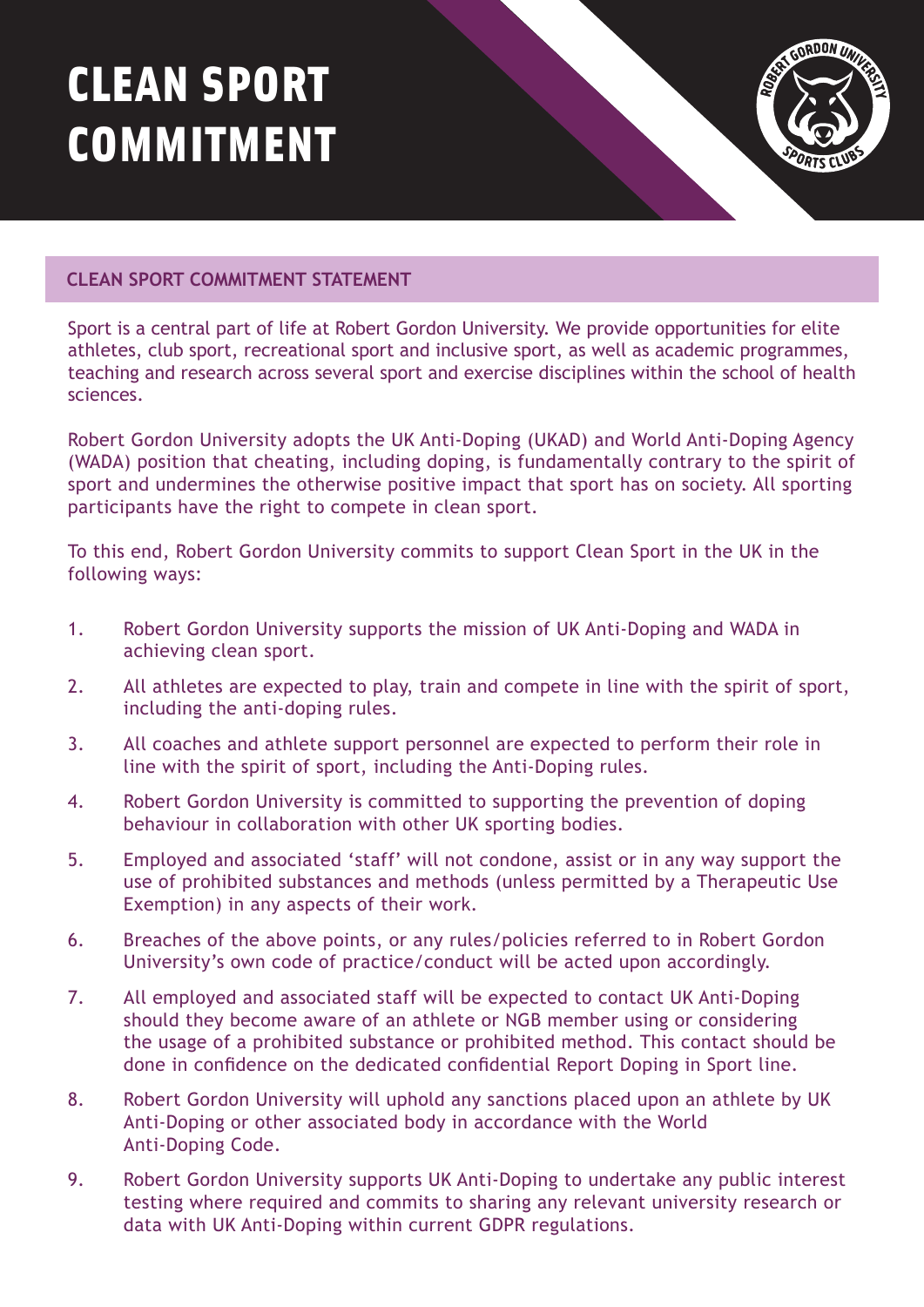# CLEAN SPORT COMMITMENT

## CLEAN SPORT COMMITMENT STATEMENT

Sport is a central part of life at Robert Gordon University. We provide opportunities for elite athletes, club sport, recreational sport and inclusive sport, as well as academic programmes, teaching and research across several sport and exercise disciplines within the school of health sciences.

Robert Gordon University adopts the UK Anti-Doping (UKAD) and World Anti-Doping Agency (WADA) position that cheating, including doping, is fundamentally contrary to the spirit of sport and undermines the otherwise positive impact that sport has on society. All sporting participants have the right to compete in clean sport.

To this end, Robert Gordon University commits to support Clean Sport in the UK in the following ways:

1. Robert Gordon University supports the mission of UK Anti-Doping and WADA in achieving clean sport.
2. All athletes are expected to play, train and compete in line with the spirit of sport, including the anti-doping rules.
3. All coaches and athlete support personnel are expected to perform their role in line with the spirit of sport, including the Anti-Doping rules.
4. Robert Gordon University is committed to supporting the prevention of doping behaviour in collaboration with other UK sporting bodies.
5. Employed and associated 'staff' will not condone, assist or in any way support the use of prohibited substances and methods (unless permitted by a Therapeutic Use Exemption) in any aspects of their work.
6. Breaches of the above points, or any rules/policies referred to in Robert Gordon University's own code of practice/conduct will be acted upon accordingly.
7. All employed and associated staff will be expected to contact UK Anti-Doping should they become aware of an athlete or NGB member using or considering the usage of a prohibited substance or prohibited method. This contact should be done in confidence on the dedicated confidential Report Doping in Sport line.
8. Robert Gordon University will uphold any sanctions placed upon an athlete by UK Anti-Doping or other associated body in accordance with the World Anti-Doping Code.
9. Robert Gordon University supports UK Anti-Doping to undertake any public interest testing where required and commits to sharing any relevant university research or data with UK Anti-Doping within current GDPR regulations.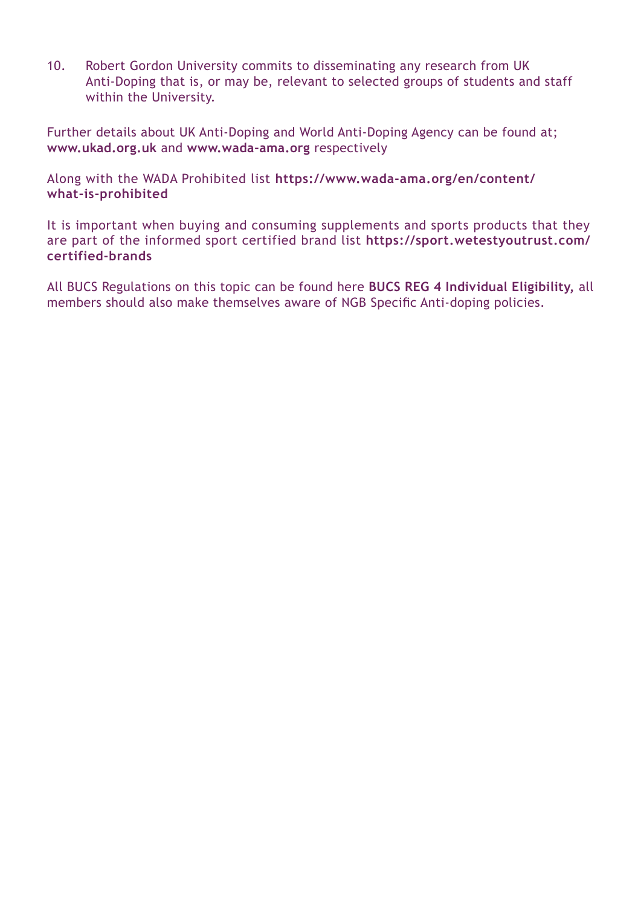10. Robert Gordon University commits to disseminating any research from UK Anti-Doping that is, or may be, relevant to selected groups of students and staff within the University.

Further details about UK Anti-Doping and World Anti-Doping Agency can be found at; **www.ukad.org.uk** and **www.wada-ama.org** respectively

Along with the WADA Prohibited list **https://www.wada-ama.org/en/content/what-is-prohibited**

It is important when buying and consuming supplements and sports products that they are part of the informed sport certified brand list **https://sport.wetestyoutrust.com/certified-brands**

All BUCS Regulations on this topic can be found here **BUCS REG 4 Individual Eligibility,** all members should also make themselves aware of NGB Specific Anti-doping policies.